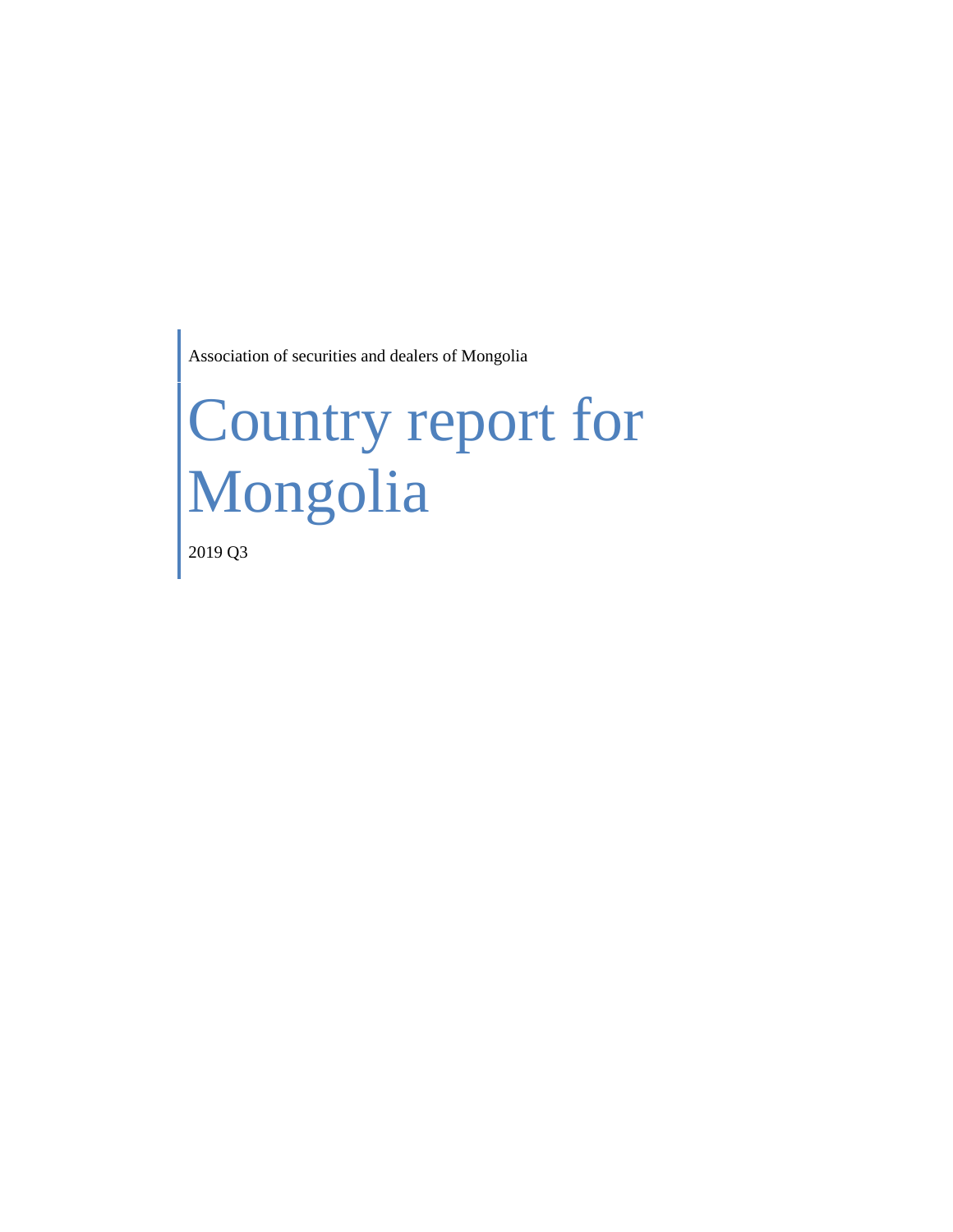Association of securities and dealers of Mongolia

# Country report for Mongolia

2019 Q3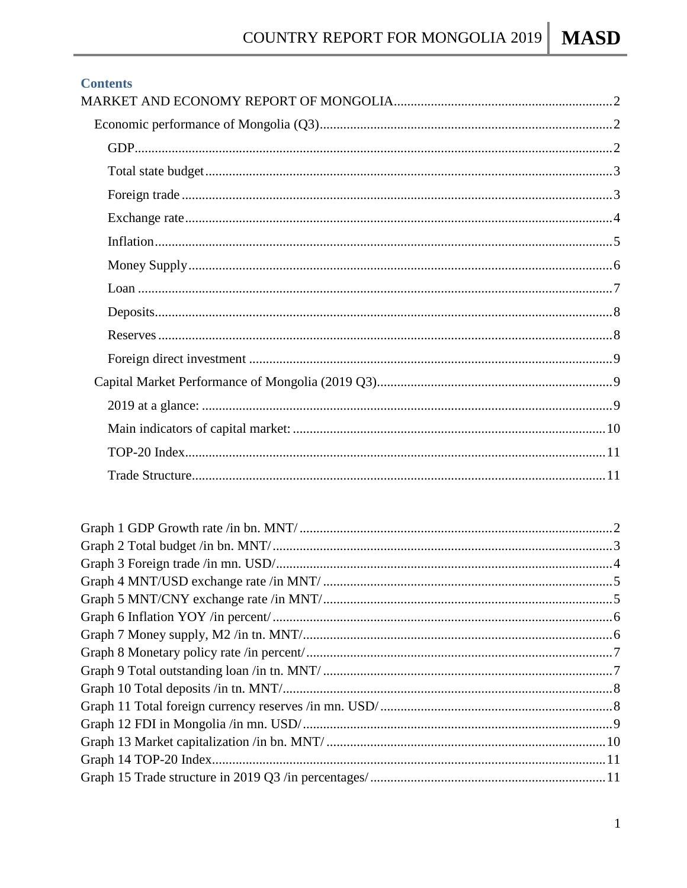## Contents

MARKET AND ECONOMY REPORT OF MONGOLIA....................................................2

- Economic performance of Mongolia (Q3)....................................................2
  - GDP....................................................2
  - Total state budget....................................................3
  - Foreign trade....................................................3
  - Exchange rate....................................................4
  - Inflation....................................................5
  - Money Supply....................................................6
  - Loan....................................................7
  - Deposits....................................................8
  - Reserves....................................................8
  - Foreign direct investment....................................................9
- Capital Market Performance of Mongolia (2019 Q3)....................................................9
  - 2019 at a glance:....................................................9
  - Main indicators of capital market:....................................................10
  - TOP-20 Index....................................................11
  - Trade Structure....................................................11

Graph 1 GDP Growth rate /in bn. MNT/....................................................2
Graph 2 Total budget /in bn. MNT/....................................................3
Graph 3 Foreign trade /in mn. USD/....................................................4
Graph 4 MNT/USD exchange rate /in MNT/....................................................5
Graph 5 MNT/CNY exchange rate /in MNT/....................................................5
Graph 6 Inflation YOY /in percent/....................................................6
Graph 7 Money supply, M2 /in tn. MNT/....................................................6
Graph 8 Monetary policy rate /in percent/....................................................7
Graph 9 Total outstanding loan /in tn. MNT/....................................................7
Graph 10 Total deposits /in tn. MNT/....................................................8
Graph 11 Total foreign currency reserves /in mn. USD/....................................................8
Graph 12 FDI in Mongolia /in mn. USD/....................................................9
Graph 13 Market capitalization /in bn. MNT/....................................................10
Graph 14 TOP-20 Index....................................................11
Graph 15 Trade structure in 2019 Q3 /in percentages/....................................................11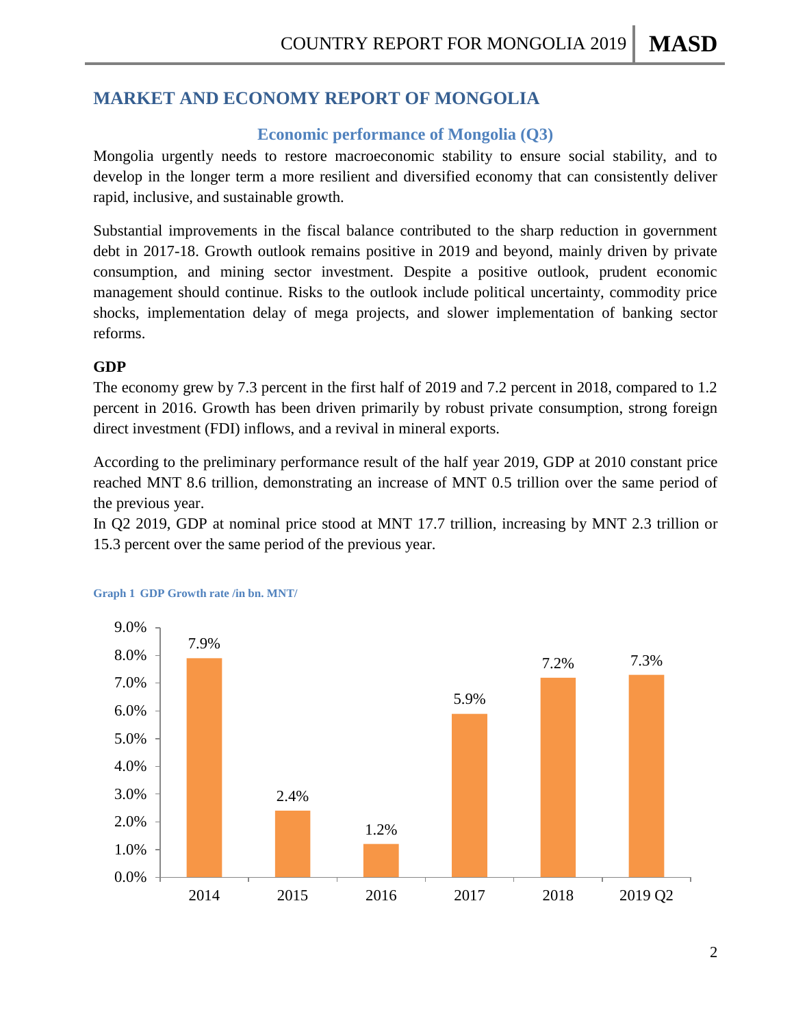# MARKET AND ECONOMY REPORT OF MONGOLIA

## Economic performance of Mongolia (Q3)

Mongolia urgently needs to restore macroeconomic stability to ensure social stability, and to develop in the longer term a more resilient and diversified economy that can consistently deliver rapid, inclusive, and sustainable growth.

Substantial improvements in the fiscal balance contributed to the sharp reduction in government debt in 2017-18. Growth outlook remains positive in 2019 and beyond, mainly driven by private consumption, and mining sector investment. Despite a positive outlook, prudent economic management should continue. Risks to the outlook include political uncertainty, commodity price shocks, implementation delay of mega projects, and slower implementation of banking sector reforms.

### GDP

The economy grew by 7.3 percent in the first half of 2019 and 7.2 percent in 2018, compared to 1.2 percent in 2016. Growth has been driven primarily by robust private consumption, strong foreign direct investment (FDI) inflows, and a revival in mineral exports.

According to the preliminary performance result of the half year 2019, GDP at 2010 constant price reached MNT 8.6 trillion, demonstrating an increase of MNT 0.5 trillion over the same period of the previous year.

In Q2 2019, GDP at nominal price stood at MNT 17.7 trillion, increasing by MNT 2.3 trillion or 15.3 percent over the same period of the previous year.

**Graph 1 GDP Growth rate /in bn. MNT/**

| Year | GDP Growth rate |
| --- | --- |
| 2014 | 7.9% |
| 2015 | 2.4% |
| 2016 | 1.2% |
| 2017 | 5.9% |
| 2018 | 7.2% |
| 2019 Q2 | 7.3% |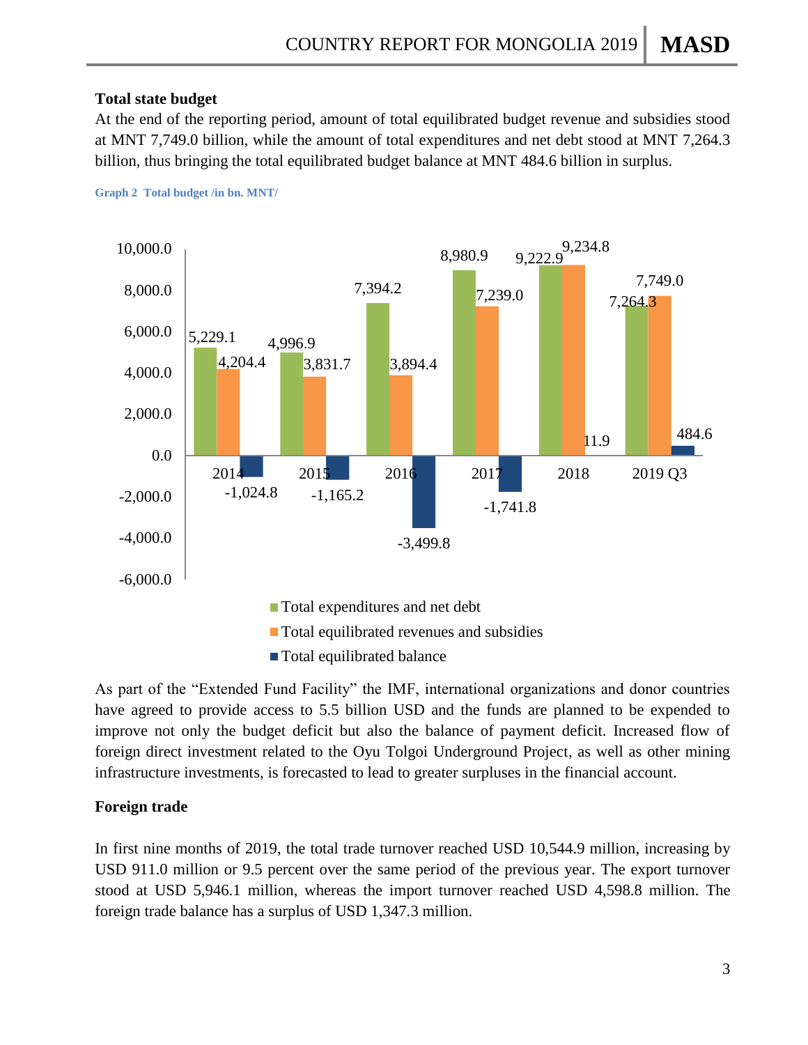### Total state budget

At the end of the reporting period, amount of total equilibrated budget revenue and subsidies stood at MNT 7,749.0 billion, while the amount of total expenditures and net debt stood at MNT 7,264.3 billion, thus bringing the total equilibrated budget balance at MNT 484.6 billion in surplus.

**Graph 2 Total budget /in bn. MNT/**

| | 2014 | 2015 | 2016 | 2017 | 2018 | 2019 Q3 |
|---|---|---|---|---|---|---|
| Total expenditures and net debt | 5,229.1 | 4,996.9 | 7,394.2 | 8,980.9 | 9,222.9 | 7,264.3 |
| Total equilibrated revenues and subsidies | 4,204.4 | 3,831.7 | 3,894.4 | 7,239.0 | 9,234.8 | 7,749.0 |
| Total equilibrated balance | -1,024.8 | -1,165.2 | -3,499.8 | -1,741.8 | 11.9 | 484.6 |

As part of the "Extended Fund Facility" the IMF, international organizations and donor countries have agreed to provide access to 5.5 billion USD and the funds are planned to be expended to improve not only the budget deficit but also the balance of payment deficit. Increased flow of foreign direct investment related to the Oyu Tolgoi Underground Project, as well as other mining infrastructure investments, is forecasted to lead to greater surpluses in the financial account.

### Foreign trade

In first nine months of 2019, the total trade turnover reached USD 10,544.9 million, increasing by USD 911.0 million or 9.5 percent over the same period of the previous year. The export turnover stood at USD 5,946.1 million, whereas the import turnover reached USD 4,598.8 million. The foreign trade balance has a surplus of USD 1,347.3 million.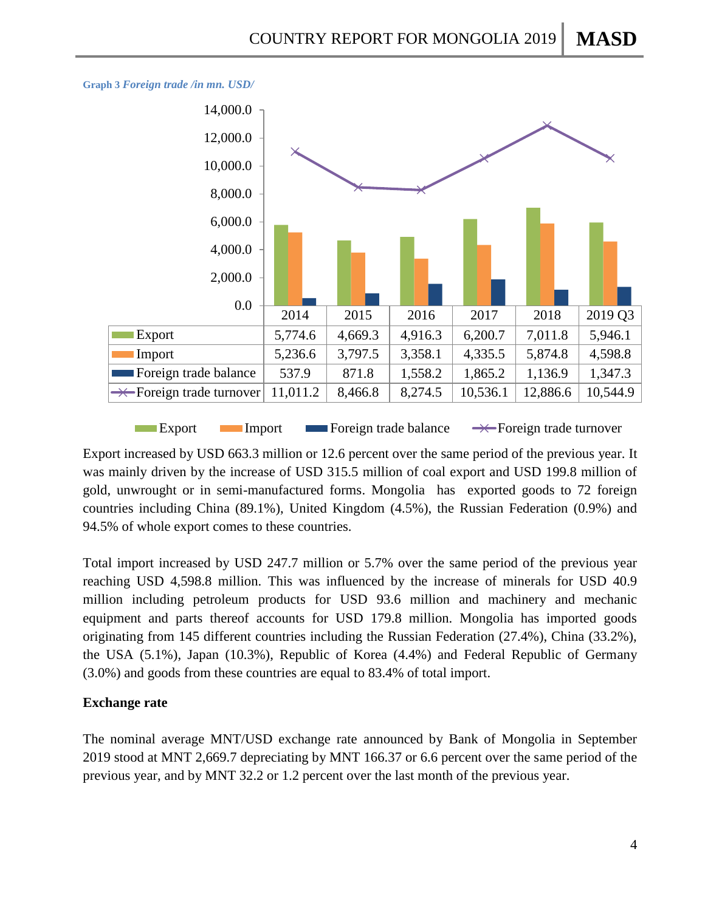**Graph 3** *Foreign trade /in mn. USD/*

| | 2014 | 2015 | 2016 | 2017 | 2018 | 2019 Q3 |
|---|---|---|---|---|---|---|
| Export | 5,774.6 | 4,669.3 | 4,916.3 | 6,200.7 | 7,011.8 | 5,946.1 |
| Import | 5,236.6 | 3,797.5 | 3,358.1 | 4,335.5 | 5,874.8 | 4,598.8 |
| Foreign trade balance | 537.9 | 871.8 | 1,558.2 | 1,865.2 | 1,136.9 | 1,347.3 |
| Foreign trade turnover | 11,011.2 | 8,466.8 | 8,274.5 | 10,536.1 | 12,886.6 | 10,544.9 |

Export increased by USD 663.3 million or 12.6 percent over the same period of the previous year. It was mainly driven by the increase of USD 315.5 million of coal export and USD 199.8 million of gold, unwrought or in semi-manufactured forms. Mongolia has exported goods to 72 foreign countries including China (89.1%), United Kingdom (4.5%), the Russian Federation (0.9%) and 94.5% of whole export comes to these countries.

Total import increased by USD 247.7 million or 5.7% over the same period of the previous year reaching USD 4,598.8 million. This was influenced by the increase of minerals for USD 40.9 million including petroleum products for USD 93.6 million and machinery and mechanic equipment and parts thereof accounts for USD 179.8 million. Mongolia has imported goods originating from 145 different countries including the Russian Federation (27.4%), China (33.2%), the USA (5.1%), Japan (10.3%), Republic of Korea (4.4%) and Federal Republic of Germany (3.0%) and goods from these countries are equal to 83.4% of total import.

**Exchange rate**

The nominal average MNT/USD exchange rate announced by Bank of Mongolia in September 2019 stood at MNT 2,669.7 depreciating by MNT 166.37 or 6.6 percent over the same period of the previous year, and by MNT 32.2 or 1.2 percent over the last month of the previous year.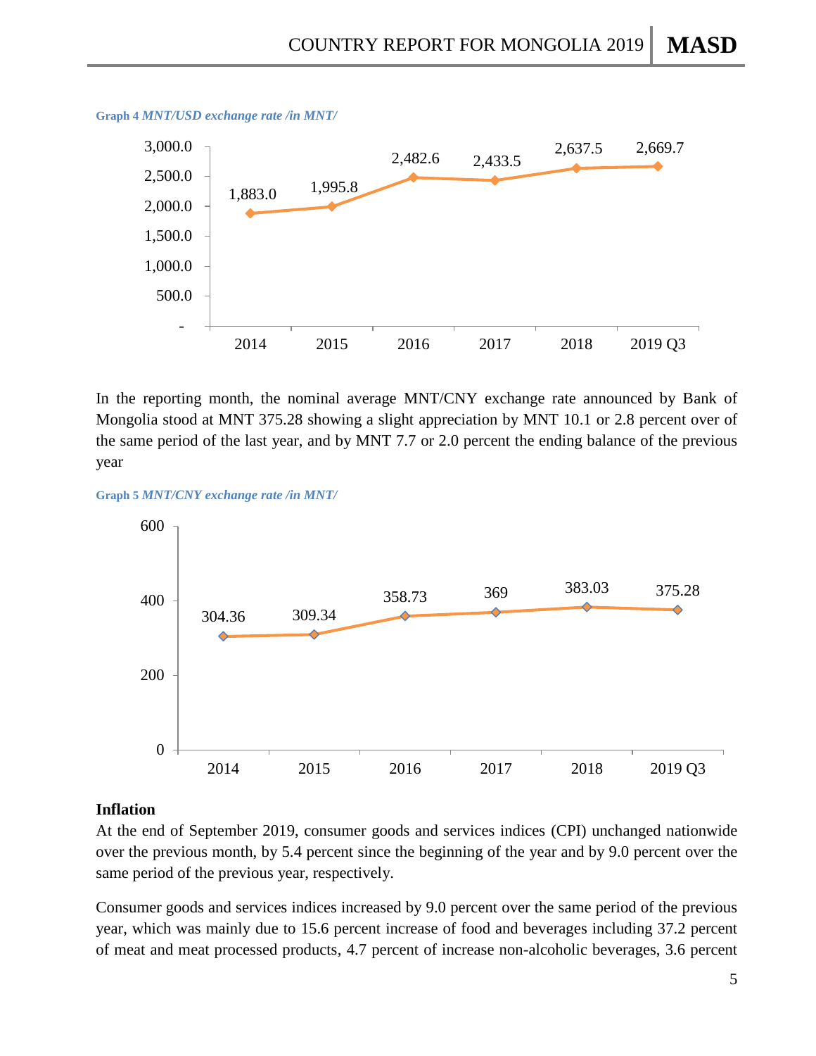**Graph 4** *MNT/USD exchange rate /in MNT/*

| | 2014 | 2015 | 2016 | 2017 | 2018 | 2019 Q3 |
|---|---|---|---|---|---|---|
| MNT/USD | 1,883.0 | 1,995.8 | 2,482.6 | 2,433.5 | 2,637.5 | 2,669.7 |

In the reporting month, the nominal average MNT/CNY exchange rate announced by Bank of Mongolia stood at MNT 375.28 showing a slight appreciation by MNT 10.1 or 2.8 percent over of the same period of the last year, and by MNT 7.7 or 2.0 percent the ending balance of the previous year

**Graph 5** *MNT/CNY exchange rate /in MNT/*

| | 2014 | 2015 | 2016 | 2017 | 2018 | 2019 Q3 |
|---|---|---|---|---|---|---|
| MNT/CNY | 304.36 | 309.34 | 358.73 | 369 | 383.03 | 375.28 |

## Inflation

At the end of September 2019, consumer goods and services indices (CPI) unchanged nationwide over the previous month, by 5.4 percent since the beginning of the year and by 9.0 percent over the same period of the previous year, respectively.

Consumer goods and services indices increased by 9.0 percent over the same period of the previous year, which was mainly due to 15.6 percent increase of food and beverages including 37.2 percent of meat and meat processed products, 4.7 percent of increase non-alcoholic beverages, 3.6 percent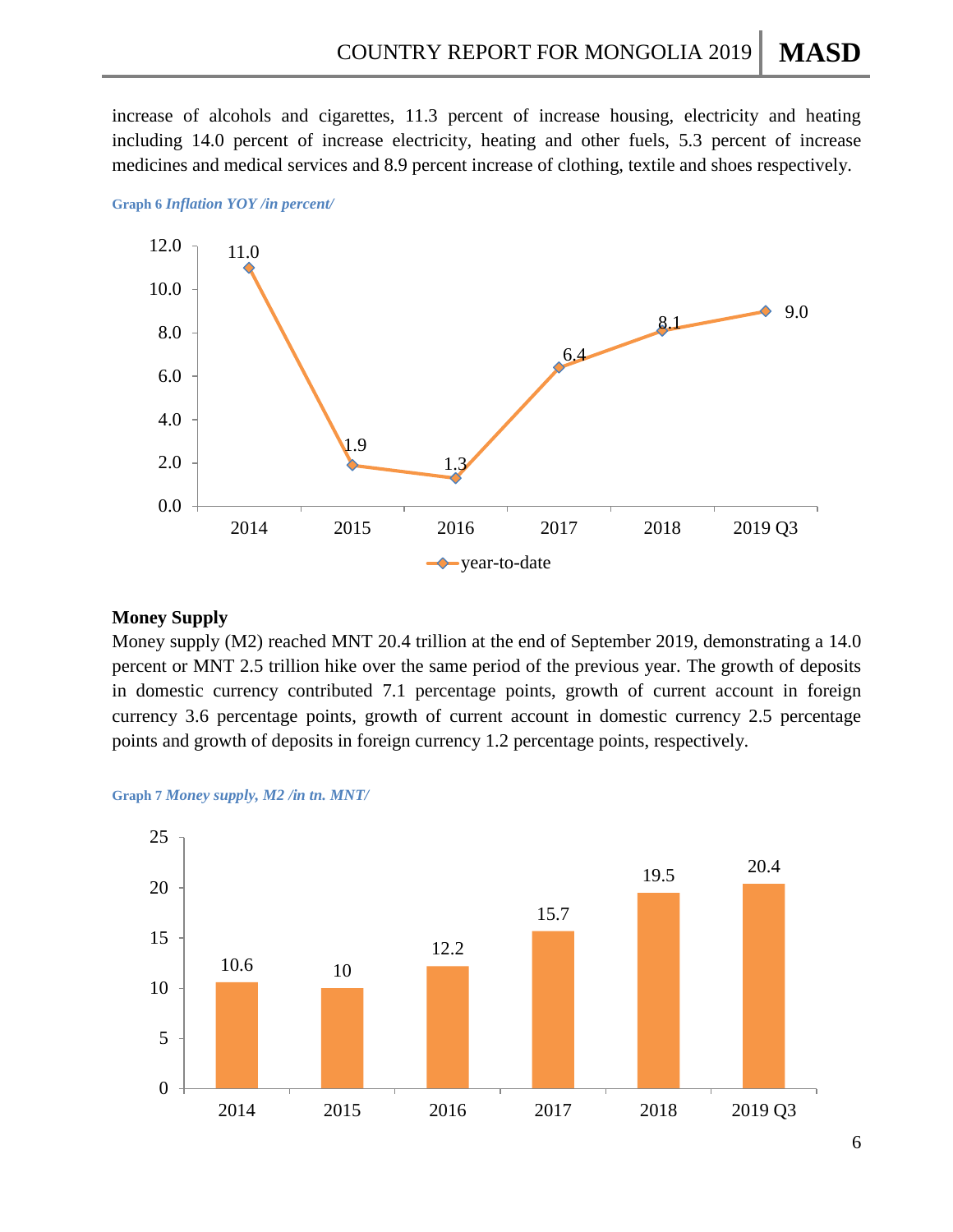increase of alcohols and cigarettes, 11.3 percent of increase housing, electricity and heating including 14.0 percent of increase electricity, heating and other fuels, 5.3 percent of increase medicines and medical services and 8.9 percent increase of clothing, textile and shoes respectively.

**Graph 6** ***Inflation YOY /in percent/***

| | 2014 | 2015 | 2016 | 2017 | 2018 | 2019 Q3 |
|---|---|---|---|---|---|---|
| year-to-date | 11.0 | 1.9 | 1.3 | 6.4 | 8.1 | 9.0 |

**Money Supply**

Money supply (M2) reached MNT 20.4 trillion at the end of September 2019, demonstrating a 14.0 percent or MNT 2.5 trillion hike over the same period of the previous year. The growth of deposits in domestic currency contributed 7.1 percentage points, growth of current account in foreign currency 3.6 percentage points, growth of current account in domestic currency 2.5 percentage points and growth of deposits in foreign currency 1.2 percentage points, respectively.

**Graph 7** ***Money supply, M2 /in tn. MNT/***

| 2014 | 2015 | 2016 | 2017 | 2018 | 2019 Q3 |
|---|---|---|---|---|---|
| 10.6 | 10 | 12.2 | 15.7 | 19.5 | 20.4 |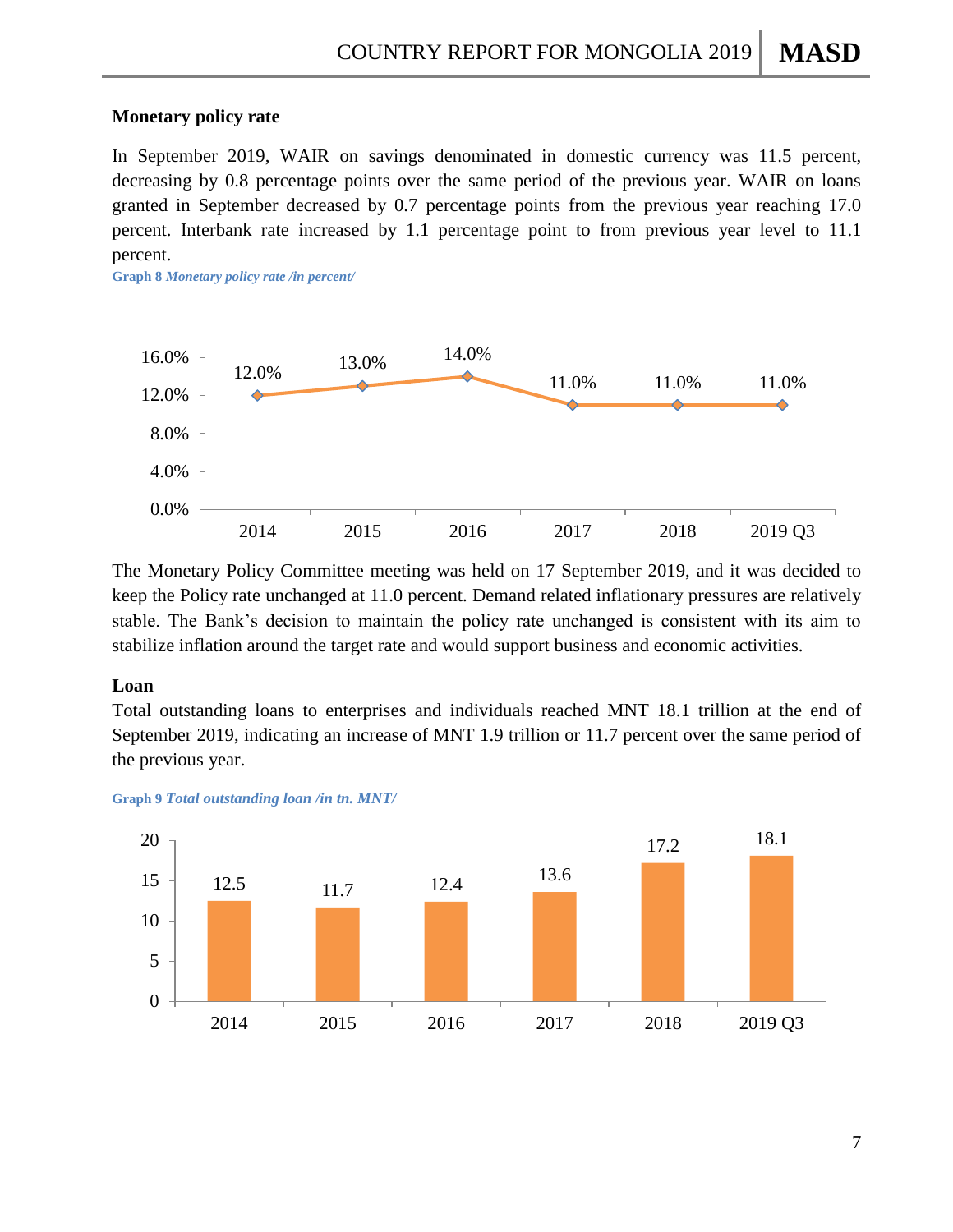**Monetary policy rate**

In September 2019, WAIR on savings denominated in domestic currency was 11.5 percent, decreasing by 0.8 percentage points over the same period of the previous year. WAIR on loans granted in September decreased by 0.7 percentage points from the previous year reaching 17.0 percent. Interbank rate increased by 1.1 percentage point to from previous year level to 11.1 percent.

**Graph 8** ***Monetary policy rate /in percent/***

| Year | 2014 | 2015 | 2016 | 2017 | 2018 | 2019 Q3 |
|---|---|---|---|---|---|---|
| Policy rate | 12.0% | 13.0% | 14.0% | 11.0% | 11.0% | 11.0% |

The Monetary Policy Committee meeting was held on 17 September 2019, and it was decided to keep the Policy rate unchanged at 11.0 percent. Demand related inflationary pressures are relatively stable. The Bank's decision to maintain the policy rate unchanged is consistent with its aim to stabilize inflation around the target rate and would support business and economic activities.

**Loan**

Total outstanding loans to enterprises and individuals reached MNT 18.1 trillion at the end of September 2019, indicating an increase of MNT 1.9 trillion or 11.7 percent over the same period of the previous year.

**Graph 9** ***Total outstanding loan /in tn. MNT/***

| Year | 2014 | 2015 | 2016 | 2017 | 2018 | 2019 Q3 |
|---|---|---|---|---|---|---|
| Total outstanding loan | 12.5 | 11.7 | 12.4 | 13.6 | 17.2 | 18.1 |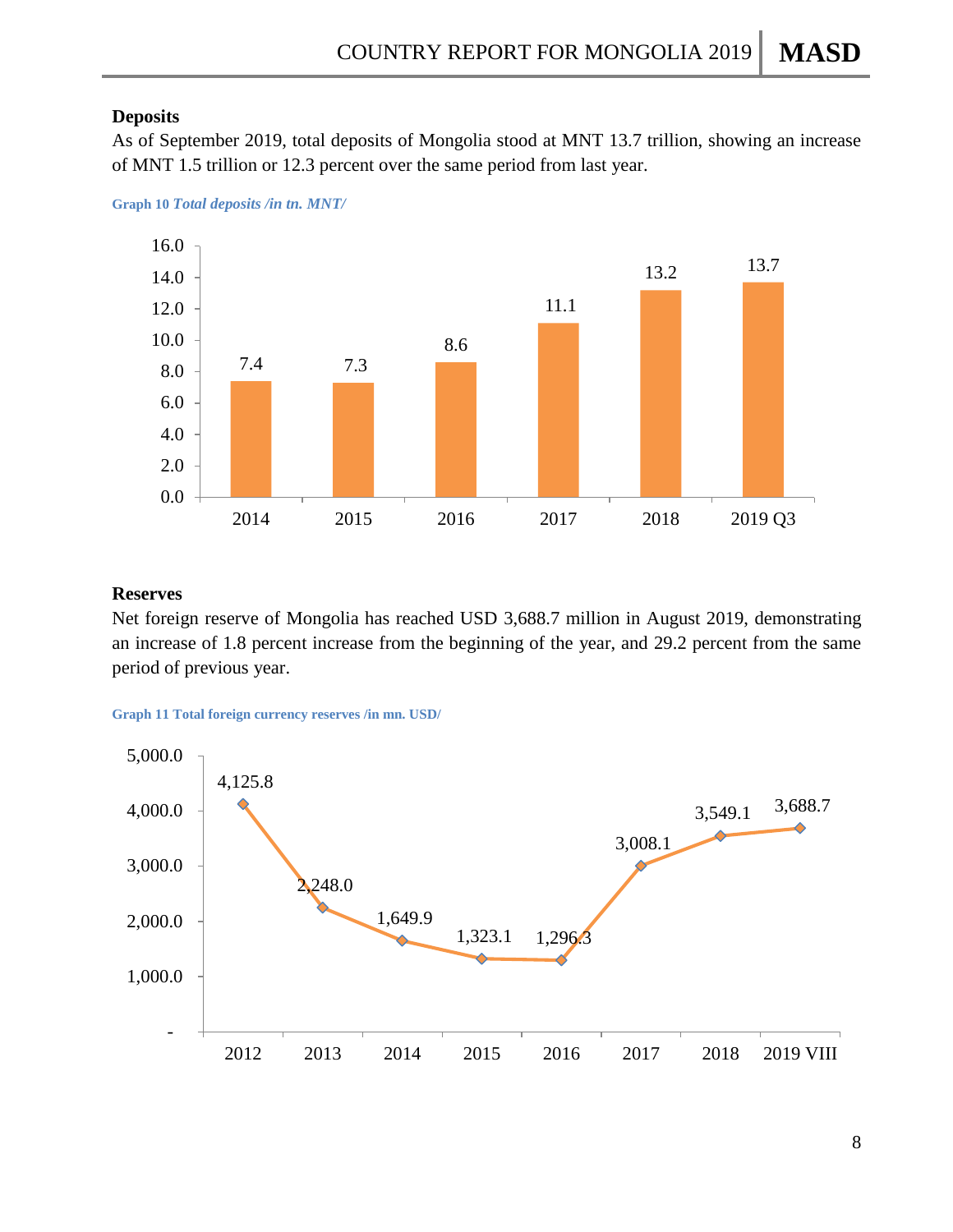### Deposits

As of September 2019, total deposits of Mongolia stood at MNT 13.7 trillion, showing an increase of MNT 1.5 trillion or 12.3 percent over the same period from last year.

**Graph 10** ***Total deposits /in tn. MNT/***

| | 2014 | 2015 | 2016 | 2017 | 2018 | 2019 Q3 |
|---|---|---|---|---|---|---|
| Total deposits | 7.4 | 7.3 | 8.6 | 11.1 | 13.2 | 13.7 |

### Reserves

Net foreign reserve of Mongolia has reached USD 3,688.7 million in August 2019, demonstrating an increase of 1.8 percent increase from the beginning of the year, and 29.2 percent from the same period of previous year.

**Graph 11 Total foreign currency reserves /in mn. USD/**

| | 2012 | 2013 | 2014 | 2015 | 2016 | 2017 | 2018 | 2019 VIII |
|---|---|---|---|---|---|---|---|---|
| Total foreign currency reserves | 4,125.8 | 2,248.0 | 1,649.9 | 1,323.1 | 1,296.3 | 3,008.1 | 3,549.1 | 3,688.7 |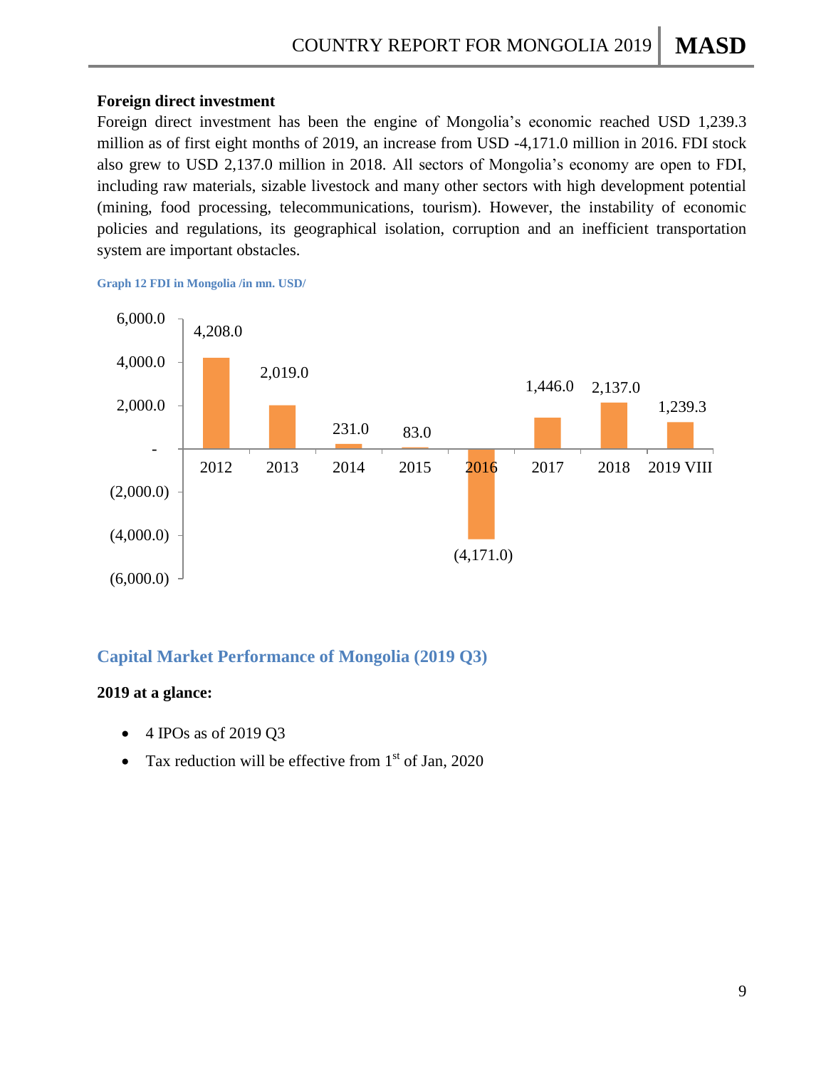**Foreign direct investment**

Foreign direct investment has been the engine of Mongolia's economic reached USD 1,239.3 million as of first eight months of 2019, an increase from USD -4,171.0 million in 2016. FDI stock also grew to USD 2,137.0 million in 2018. All sectors of Mongolia's economy are open to FDI, including raw materials, sizable livestock and many other sectors with high development potential (mining, food processing, telecommunications, tourism). However, the instability of economic policies and regulations, its geographical isolation, corruption and an inefficient transportation system are important obstacles.

Graph 12 FDI in Mongolia /in mn. USD/

| Year | FDI (mn. USD) |
|---|---|
| 2012 | 4,208.0 |
| 2013 | 2,019.0 |
| 2014 | 231.0 |
| 2015 | 83.0 |
| 2016 | (4,171.0) |
| 2017 | 1,446.0 |
| 2018 | 2,137.0 |
| 2019 VIII | 1,239.3 |

## Capital Market Performance of Mongolia (2019 Q3)

**2019 at a glance:**

- 4 IPOs as of 2019 Q3
- Tax reduction will be effective from 1st of Jan, 2020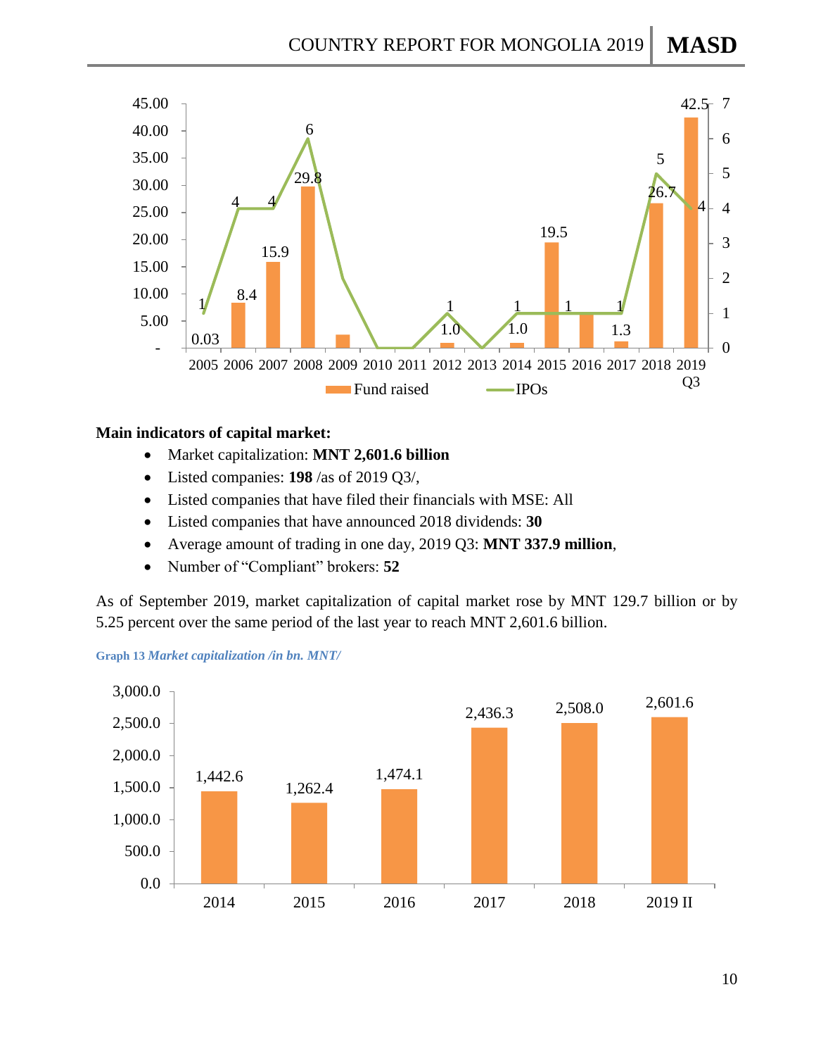Main indicators of capital market:

- Market capitalization: **MNT 2,601.6 billion**
- Listed companies: **198** /as of 2019 Q3/,
- Listed companies that have filed their financials with MSE: All
- Listed companies that have announced 2018 dividends: **30**
- Average amount of trading in one day, 2019 Q3: **MNT 337.9 million**,
- Number of "Compliant" brokers: **52**

As of September 2019, market capitalization of capital market rose by MNT 129.7 billion or by 5.25 percent over the same period of the last year to reach MNT 2,601.6 billion.

Graph 13 *Market capitalization /in bn. MNT/*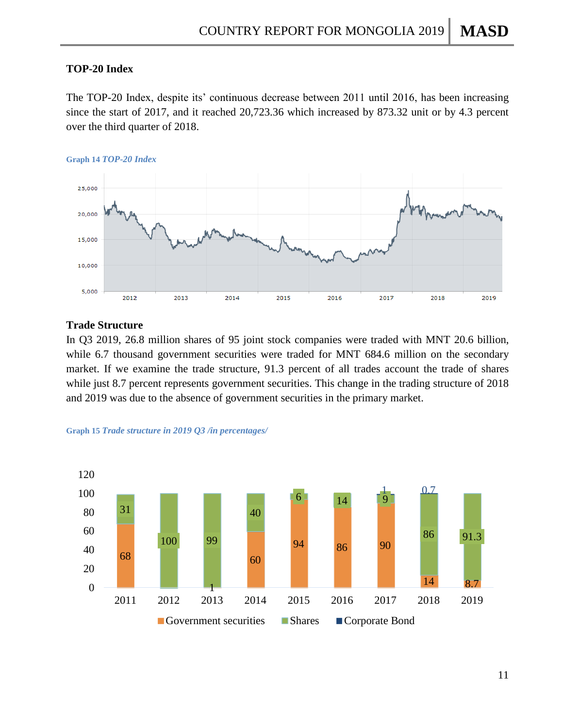## TOP-20 Index

The TOP-20 Index, despite its' continuous decrease between 2011 until 2016, has been increasing since the start of 2017, and it reached 20,723.36 which increased by 873.32 unit or by 4.3 percent over the third quarter of 2018.

**Graph 14** ***TOP-20 Index***

25,000
20,000
15,000
10,000
5,000
2012 2013 2014 2015 2016 2017 2018 2019

## Trade Structure

In Q3 2019, 26.8 million shares of 95 joint stock companies were traded with MNT 20.6 billion, while 6.7 thousand government securities were traded for MNT 684.6 million on the secondary market. If we examine the trade structure, 91.3 percent of all trades account the trade of shares while just 8.7 percent represents government securities. This change in the trading structure of 2018 and 2019 was due to the absence of government securities in the primary market.

**Graph 15** ***Trade structure in 2019 Q3 /in percentages/***

120
100
80
60
40
20
0

2011: 68, 31
2012: 100
2013: 99, 1
2014: 60, 40
2015: 94, 6
2016: 86, 14
2017: 90, 9, 1
2018: 14, 86, 0.7
2019: 8.7, 91.3

Government securities  Shares  Corporate Bond